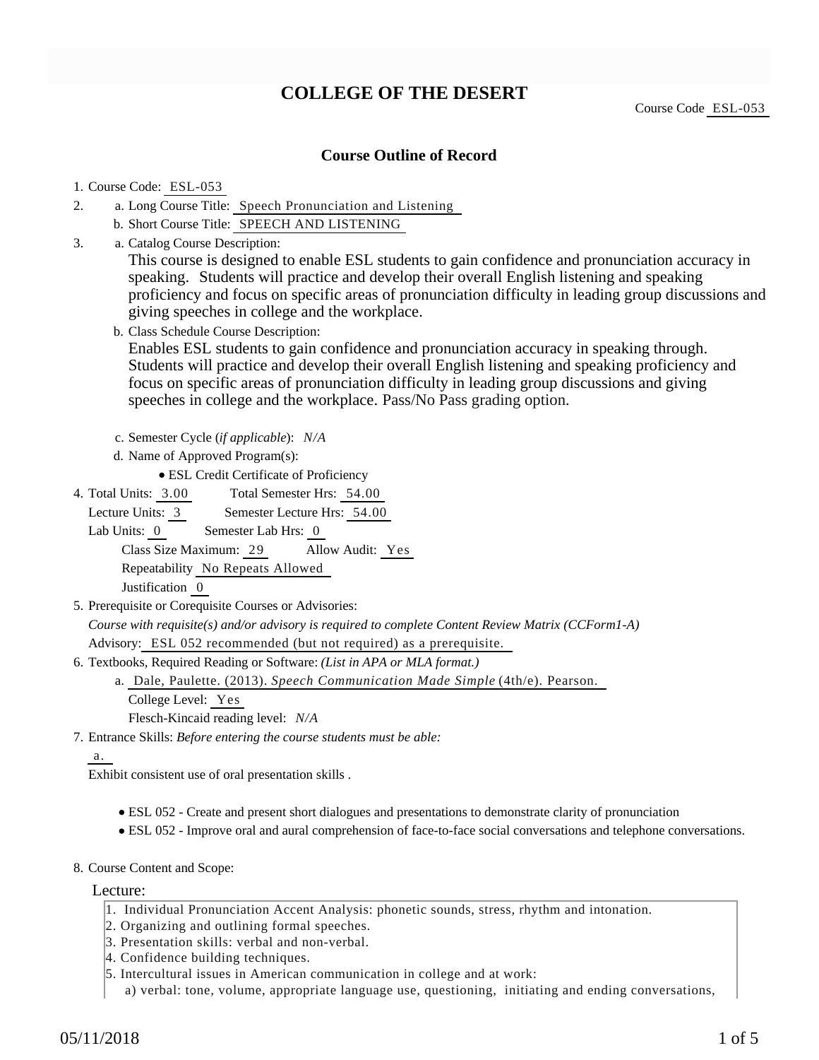# COLLEGE OF THE DESERT

Course Code ESL-053

## Course Outline of Record

1. Course Code: ESL-053
2. a. Long Course Title: Speech Pronunciation and Listening
   b. Short Course Title: SPEECH AND LISTENING
3. a. Catalog Course Description:
   This course is designed to enable ESL students to gain confidence and pronunciation accuracy in speaking. Students will practice and develop their overall English listening and speaking proficiency and focus on specific areas of pronunciation difficulty in leading group discussions and giving speeches in college and the workplace.
   b. Class Schedule Course Description:
   Enables ESL students to gain confidence and pronunciation accuracy in speaking through. Students will practice and develop their overall English listening and speaking proficiency and focus on specific areas of pronunciation difficulty in leading group discussions and giving speeches in college and the workplace. Pass/No Pass grading option.
   c. Semester Cycle (*if applicable*): *N/A*
   d. Name of Approved Program(s):
      - ESL Credit Certificate of Proficiency
4. Total Units: 3.00 Total Semester Hrs: 54.00
   Lecture Units: 3 Semester Lecture Hrs: 54.00
   Lab Units: 0 Semester Lab Hrs: 0
   Class Size Maximum: 29 Allow Audit: Yes
   Repeatability No Repeats Allowed
   Justification 0
5. Prerequisite or Corequisite Courses or Advisories:
   *Course with requisite(s) and/or advisory is required to complete Content Review Matrix (CCForm1-A)*
   Advisory: ESL 052 recommended (but not required) as a prerequisite.
6. Textbooks, Required Reading or Software: *(List in APA or MLA format.)*
   a. Dale, Paulette. (2013). *Speech Communication Made Simple* (4th/e). Pearson.
      College Level: Yes
      Flesch-Kincaid reading level: *N/A*
7. Entrance Skills: *Before entering the course students must be able:*
   a.
   Exhibit consistent use of oral presentation skills .
   - ESL 052 - Create and present short dialogues and presentations to demonstrate clarity of pronunciation
   - ESL 052 - Improve oral and aural comprehension of face-to-face social conversations and telephone conversations.
8. Course Content and Scope:

Lecture:

1. Individual Pronunciation Accent Analysis: phonetic sounds, stress, rhythm and intonation.
2. Organizing and outlining formal speeches.
3. Presentation skills: verbal and non-verbal.
4. Confidence building techniques.
5. Intercultural issues in American communication in college and at work:
   a) verbal: tone, volume, appropriate language use, questioning, initiating and ending conversations,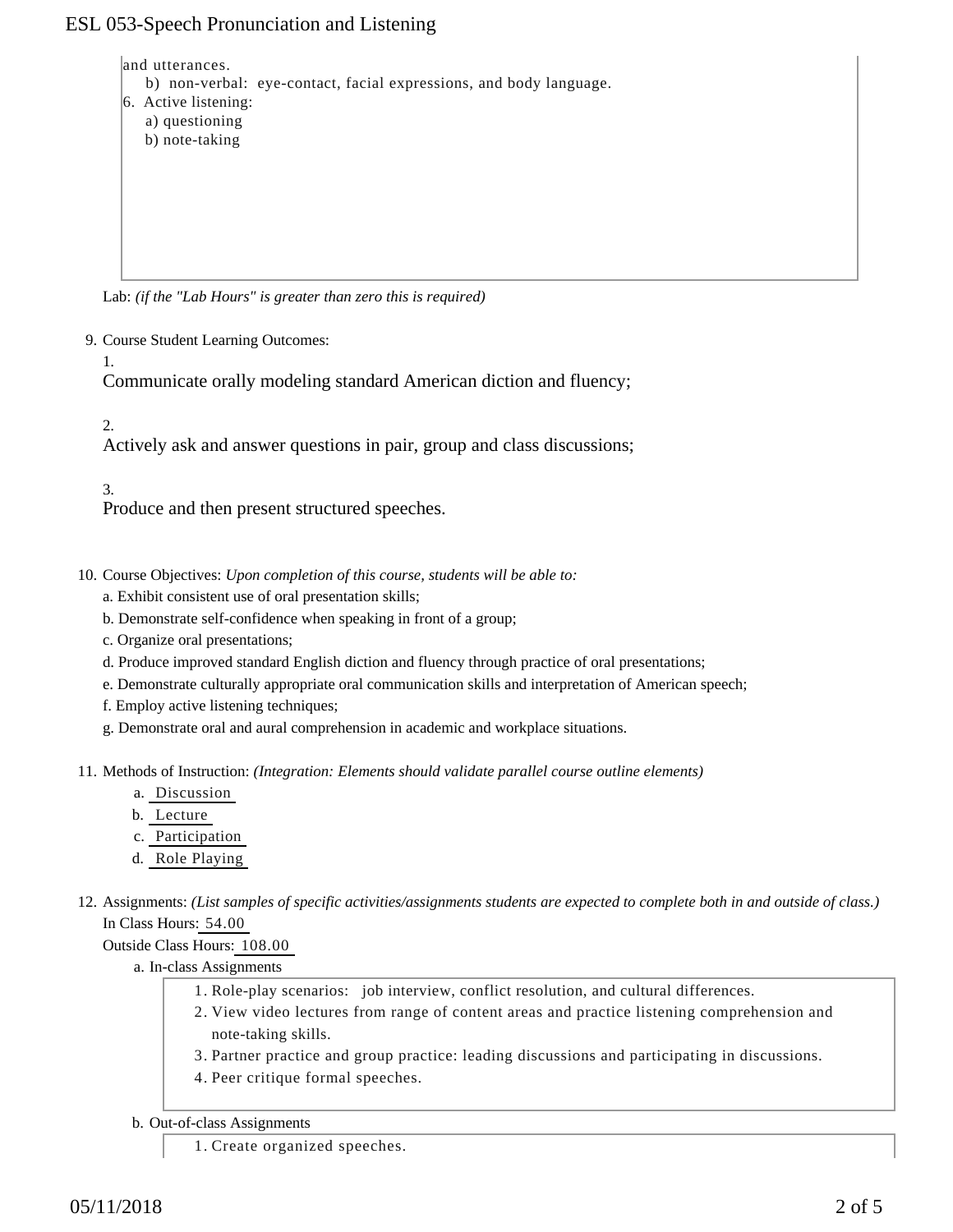and utterances.

   b) non-verbal: eye-contact, facial expressions, and body language.

6. Active listening:
   a) questioning
   b) note-taking

Lab: *(if the "Lab Hours" is greater than zero this is required)*

9. Course Student Learning Outcomes:

   1. Communicate orally modeling standard American diction and fluency;

   2. Actively ask and answer questions in pair, group and class discussions;

   3. Produce and then present structured speeches.

10. Course Objectives: *Upon completion of this course, students will be able to:*
    a. Exhibit consistent use of oral presentation skills;
    b. Demonstrate self-confidence when speaking in front of a group;
    c. Organize oral presentations;
    d. Produce improved standard English diction and fluency through practice of oral presentations;
    e. Demonstrate culturally appropriate oral communication skills and interpretation of American speech;
    f. Employ active listening techniques;
    g. Demonstrate oral and aural comprehension in academic and workplace situations.

11. Methods of Instruction: *(Integration: Elements should validate parallel course outline elements)*
    a. Discussion
    b. Lecture
    c. Participation
    d. Role Playing

12. Assignments: *(List samples of specific activities/assignments students are expected to complete both in and outside of class.)*
    In Class Hours: 54.00
    Outside Class Hours: 108.00
    a. In-class Assignments
       1. Role-play scenarios: job interview, conflict resolution, and cultural differences.
       2. View video lectures from range of content areas and practice listening comprehension and note-taking skills.
       3. Partner practice and group practice: leading discussions and participating in discussions.
       4. Peer critique formal speeches.
    b. Out-of-class Assignments
       1. Create organized speeches.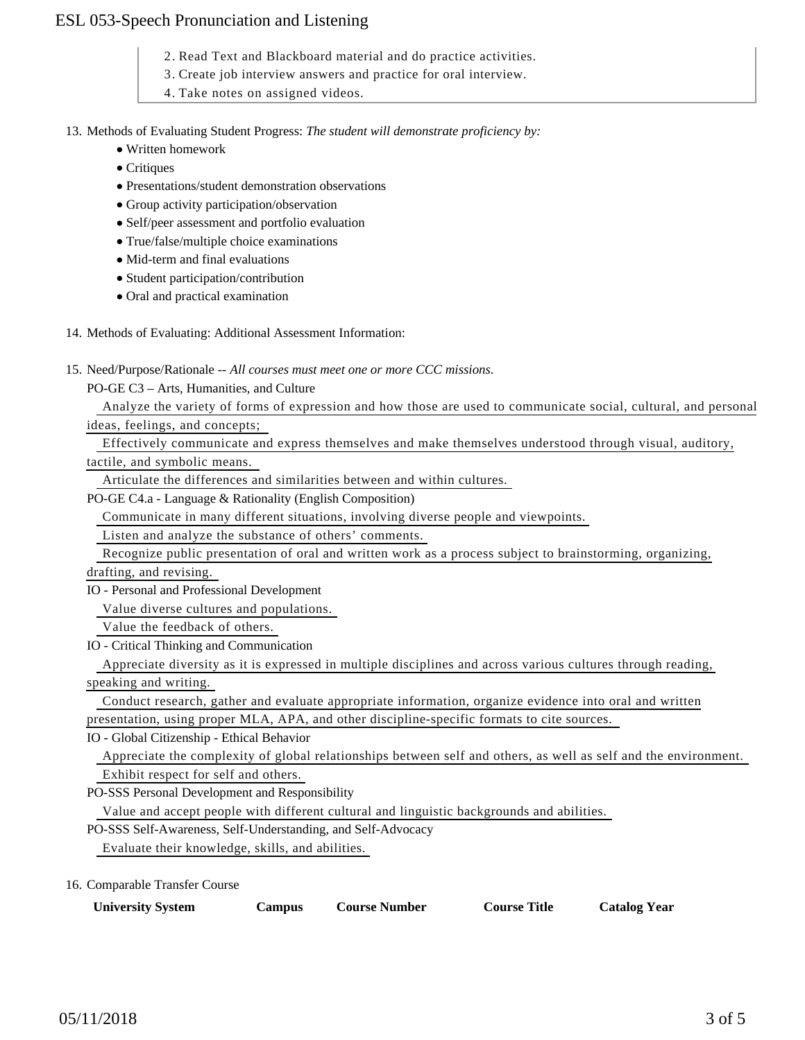2. Read Text and Blackboard material and do practice activities.
3. Create job interview answers and practice for oral interview.
4. Take notes on assigned videos.

13. Methods of Evaluating Student Progress: *The student will demonstrate proficiency by:*
    - Written homework
    - Critiques
    - Presentations/student demonstration observations
    - Group activity participation/observation
    - Self/peer assessment and portfolio evaluation
    - True/false/multiple choice examinations
    - Mid-term and final evaluations
    - Student participation/contribution
    - Oral and practical examination

14. Methods of Evaluating: Additional Assessment Information:

15. Need/Purpose/Rationale -- *All courses must meet one or more CCC missions.*

    PO-GE C3 – Arts, Humanities, and Culture

    Analyze the variety of forms of expression and how those are used to communicate social, cultural, and personal ideas, feelings, and concepts;

    Effectively communicate and express themselves and make themselves understood through visual, auditory, tactile, and symbolic means.

    Articulate the differences and similarities between and within cultures.

    PO-GE C4.a - Language & Rationality (English Composition)

    Communicate in many different situations, involving diverse people and viewpoints.

    Listen and analyze the substance of others' comments.

    Recognize public presentation of oral and written work as a process subject to brainstorming, organizing, drafting, and revising.

    IO - Personal and Professional Development

    Value diverse cultures and populations.

    Value the feedback of others.

    IO - Critical Thinking and Communication

    Appreciate diversity as it is expressed in multiple disciplines and across various cultures through reading, speaking and writing.

    Conduct research, gather and evaluate appropriate information, organize evidence into oral and written presentation, using proper MLA, APA, and other discipline-specific formats to cite sources.

    IO - Global Citizenship - Ethical Behavior

    Appreciate the complexity of global relationships between self and others, as well as self and the environment.

    Exhibit respect for self and others.

    PO-SSS Personal Development and Responsibility

    Value and accept people with different cultural and linguistic backgrounds and abilities.

    PO-SSS Self-Awareness, Self-Understanding, and Self-Advocacy

    Evaluate their knowledge, skills, and abilities.

16. Comparable Transfer Course

| University System | Campus | Course Number | Course Title | Catalog Year |
|---|---|---|---|---|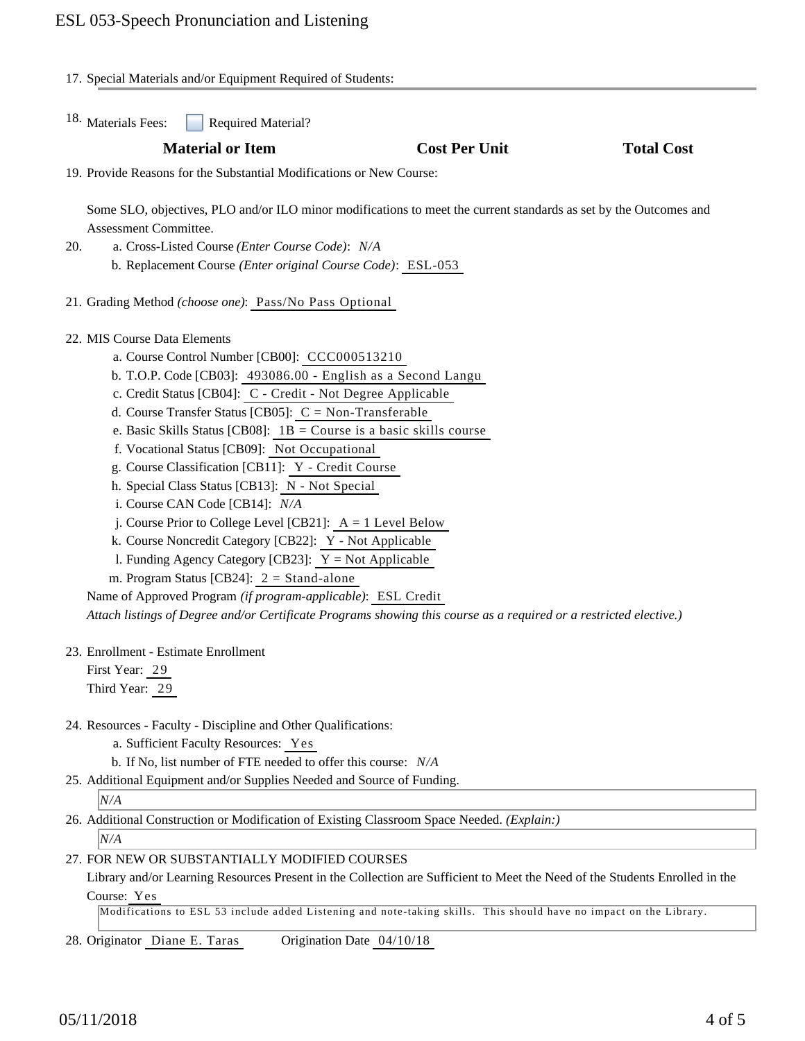17. Special Materials and/or Equipment Required of Students:

18. Materials Fees: ☐ Required Material?

| Material or Item | Cost Per Unit | Total Cost |
| --- | --- | --- |

19. Provide Reasons for the Substantial Modifications or New Course:

    Some SLO, objectives, PLO and/or ILO minor modifications to meet the current standards as set by the Outcomes and Assessment Committee.

20. a. Cross-Listed Course *(Enter Course Code)*: *N/A*
    b. Replacement Course *(Enter original Course Code)*: ESL-053

21. Grading Method *(choose one)*: Pass/No Pass Optional

22. MIS Course Data Elements
    a. Course Control Number [CB00]: CCC000513210
    b. T.O.P. Code [CB03]: 493086.00 - English as a Second Langu
    c. Credit Status [CB04]: C - Credit - Not Degree Applicable
    d. Course Transfer Status [CB05]: C = Non-Transferable
    e. Basic Skills Status [CB08]: 1B = Course is a basic skills course
    f. Vocational Status [CB09]: Not Occupational
    g. Course Classification [CB11]: Y - Credit Course
    h. Special Class Status [CB13]: N - Not Special
    i. Course CAN Code [CB14]: *N/A*
    j. Course Prior to College Level [CB21]: A = 1 Level Below
    k. Course Noncredit Category [CB22]: Y - Not Applicable
    l. Funding Agency Category [CB23]: Y = Not Applicable
    m. Program Status [CB24]: 2 = Stand-alone

    Name of Approved Program *(if program-applicable)*: ESL Credit
    *Attach listings of Degree and/or Certificate Programs showing this course as a required or a restricted elective.)*

23. Enrollment - Estimate Enrollment
    First Year: 29
    Third Year: 29

24. Resources - Faculty - Discipline and Other Qualifications:
    a. Sufficient Faculty Resources: Yes
    b. If No, list number of FTE needed to offer this course: *N/A*

25. Additional Equipment and/or Supplies Needed and Source of Funding.
    *N/A*

26. Additional Construction or Modification of Existing Classroom Space Needed. *(Explain:)*
    *N/A*

27. FOR NEW OR SUBSTANTIALLY MODIFIED COURSES
    Library and/or Learning Resources Present in the Collection are Sufficient to Meet the Need of the Students Enrolled in the Course: Yes
    Modifications to ESL 53 include added Listening and note-taking skills. This should have no impact on the Library.

28. Originator Diane E. Taras Origination Date 04/10/18